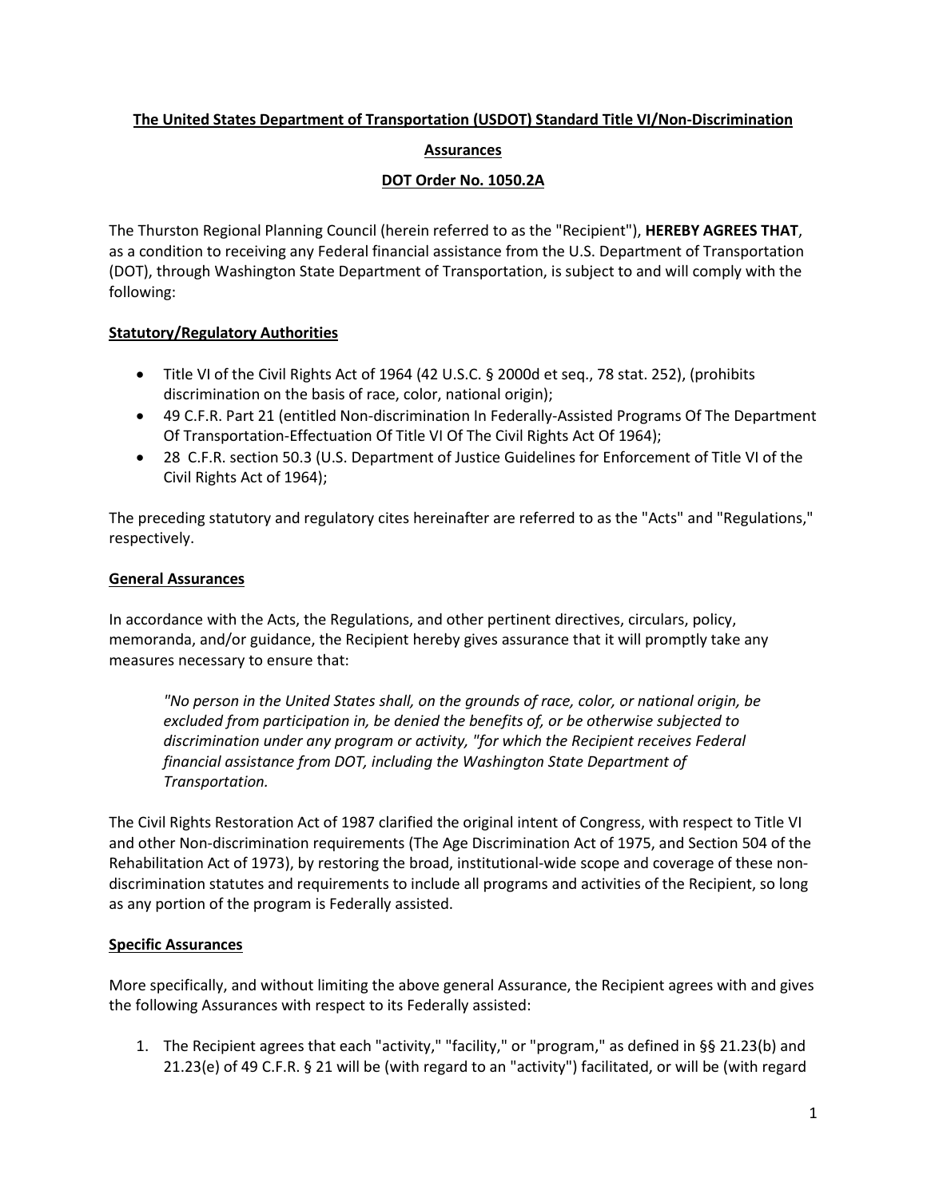**The United States Department of Transportation (USDOT) Standard Title VI/Non-Discrimination Assurances**

**DOT Order No. 1050.2A**

The Thurston Regional Planning Council (herein referred to as the "Recipient"), **HEREBY AGREES THAT**, as a condition to receiving any Federal financial assistance from the U.S. Department of Transportation (DOT), through Washington State Department of Transportation, is subject to and will comply with the following:

**Statutory/Regulatory Authorities**

- Title VI of the Civil Rights Act of 1964 (42 U.S.C. § 2000d et seq., 78 stat. 252), (prohibits discrimination on the basis of race, color, national origin);
- 49 C.F.R. Part 21 (entitled Non-discrimination In Federally-Assisted Programs Of The Department Of Transportation-Effectuation Of Title VI Of The Civil Rights Act Of 1964);
- 28 C.F.R. section 50.3 (U.S. Department of Justice Guidelines for Enforcement of Title VI of the Civil Rights Act of 1964);

The preceding statutory and regulatory cites hereinafter are referred to as the "Acts" and "Regulations," respectively.

**General Assurances**

In accordance with the Acts, the Regulations, and other pertinent directives, circulars, policy, memoranda, and/or guidance, the Recipient hereby gives assurance that it will promptly take any measures necessary to ensure that:

> *"No person in the United States shall, on the grounds of race, color, or national origin, be excluded from participation in, be denied the benefits of, or be otherwise subjected to discrimination under any program or activity, "for which the Recipient receives Federal financial assistance from DOT, including the Washington State Department of Transportation.*

The Civil Rights Restoration Act of 1987 clarified the original intent of Congress, with respect to Title VI and other Non-discrimination requirements (The Age Discrimination Act of 1975, and Section 504 of the Rehabilitation Act of 1973), by restoring the broad, institutional-wide scope and coverage of these non-discrimination statutes and requirements to include all programs and activities of the Recipient, so long as any portion of the program is Federally assisted.

**Specific Assurances**

More specifically, and without limiting the above general Assurance, the Recipient agrees with and gives the following Assurances with respect to its Federally assisted:

1. The Recipient agrees that each "activity," "facility," or "program," as defined in §§ 21.23(b) and 21.23(e) of 49 C.F.R. § 21 will be (with regard to an "activity") facilitated, or will be (with regard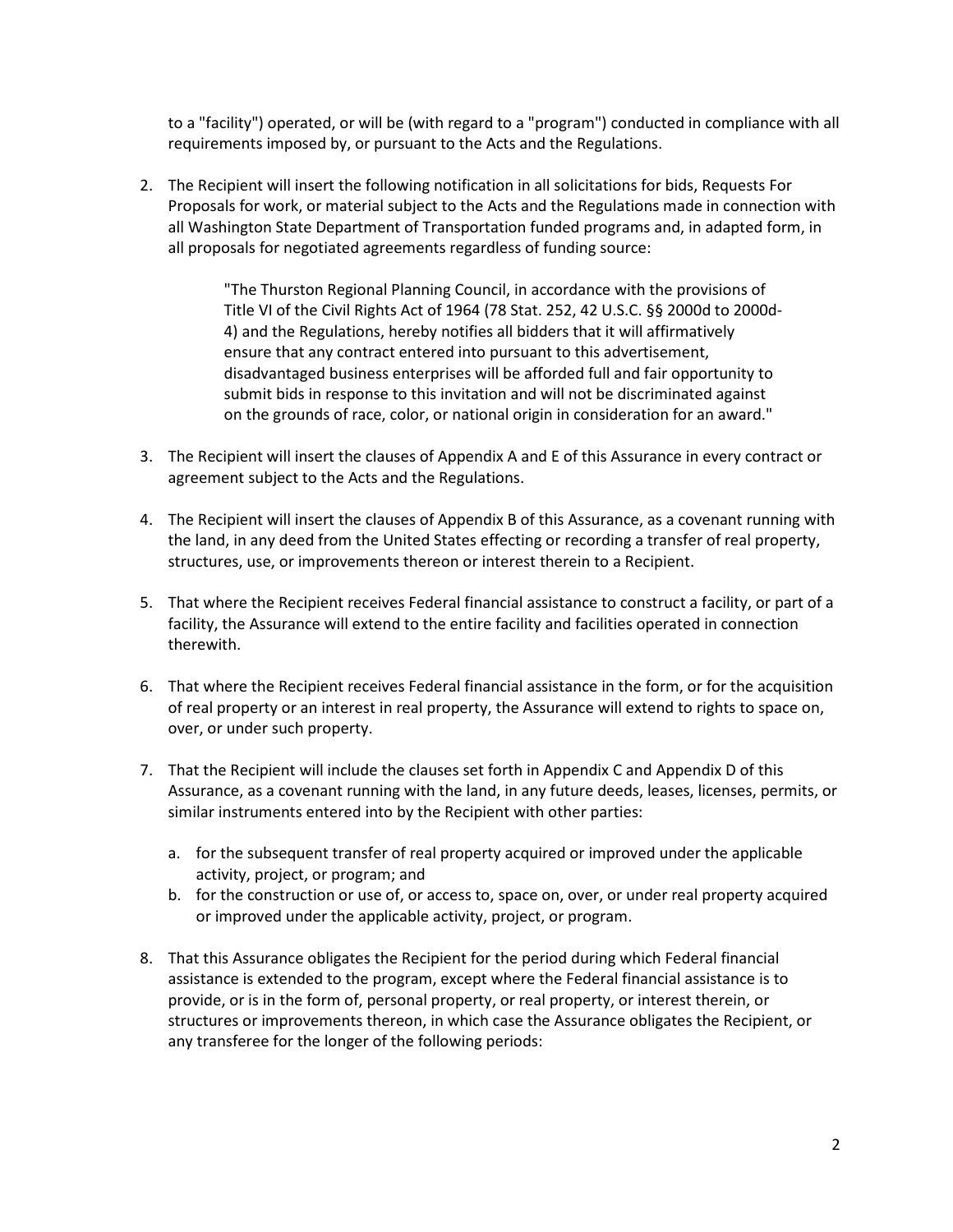to a "facility") operated, or will be (with regard to a "program") conducted in compliance with all requirements imposed by, or pursuant to the Acts and the Regulations.

2. The Recipient will insert the following notification in all solicitations for bids, Requests For Proposals for work, or material subject to the Acts and the Regulations made in connection with all Washington State Department of Transportation funded programs and, in adapted form, in all proposals for negotiated agreements regardless of funding source:

   > "The Thurston Regional Planning Council, in accordance with the provisions of Title VI of the Civil Rights Act of 1964 (78 Stat. 252, 42 U.S.C. §§ 2000d to 2000d-4) and the Regulations, hereby notifies all bidders that it will affirmatively ensure that any contract entered into pursuant to this advertisement, disadvantaged business enterprises will be afforded full and fair opportunity to submit bids in response to this invitation and will not be discriminated against on the grounds of race, color, or national origin in consideration for an award."

3. The Recipient will insert the clauses of Appendix A and E of this Assurance in every contract or agreement subject to the Acts and the Regulations.

4. The Recipient will insert the clauses of Appendix B of this Assurance, as a covenant running with the land, in any deed from the United States effecting or recording a transfer of real property, structures, use, or improvements thereon or interest therein to a Recipient.

5. That where the Recipient receives Federal financial assistance to construct a facility, or part of a facility, the Assurance will extend to the entire facility and facilities operated in connection therewith.

6. That where the Recipient receives Federal financial assistance in the form, or for the acquisition of real property or an interest in real property, the Assurance will extend to rights to space on, over, or under such property.

7. That the Recipient will include the clauses set forth in Appendix C and Appendix D of this Assurance, as a covenant running with the land, in any future deeds, leases, licenses, permits, or similar instruments entered into by the Recipient with other parties:

   a. for the subsequent transfer of real property acquired or improved under the applicable activity, project, or program; and
   b. for the construction or use of, or access to, space on, over, or under real property acquired or improved under the applicable activity, project, or program.

8. That this Assurance obligates the Recipient for the period during which Federal financial assistance is extended to the program, except where the Federal financial assistance is to provide, or is in the form of, personal property, or real property, or interest therein, or structures or improvements thereon, in which case the Assurance obligates the Recipient, or any transferee for the longer of the following periods: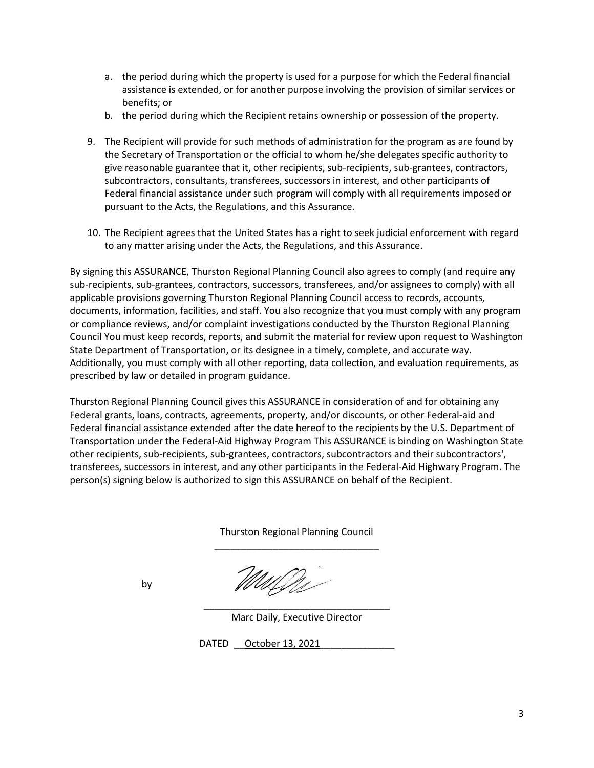a. the period during which the property is used for a purpose for which the Federal financial assistance is extended, or for another purpose involving the provision of similar services or benefits; or
b. the period during which the Recipient retains ownership or possession of the property.

9. The Recipient will provide for such methods of administration for the program as are found by the Secretary of Transportation or the official to whom he/she delegates specific authority to give reasonable guarantee that it, other recipients, sub-recipients, sub-grantees, contractors, subcontractors, consultants, transferees, successors in interest, and other participants of Federal financial assistance under such program will comply with all requirements imposed or pursuant to the Acts, the Regulations, and this Assurance.

10. The Recipient agrees that the United States has a right to seek judicial enforcement with regard to any matter arising under the Acts, the Regulations, and this Assurance.

By signing this ASSURANCE, Thurston Regional Planning Council also agrees to comply (and require any sub-recipients, sub-grantees, contractors, successors, transferees, and/or assignees to comply) with all applicable provisions governing Thurston Regional Planning Council access to records, accounts, documents, information, facilities, and staff. You also recognize that you must comply with any program or compliance reviews, and/or complaint investigations conducted by the Thurston Regional Planning Council You must keep records, reports, and submit the material for review upon request to Washington State Department of Transportation, or its designee in a timely, complete, and accurate way. Additionally, you must comply with all other reporting, data collection, and evaluation requirements, as prescribed by law or detailed in program guidance.

Thurston Regional Planning Council gives this ASSURANCE in consideration of and for obtaining any Federal grants, loans, contracts, agreements, property, and/or discounts, or other Federal-aid and Federal financial assistance extended after the date hereof to the recipients by the U.S. Department of Transportation under the Federal-Aid Highway Program This ASSURANCE is binding on Washington State other recipients, sub-recipients, sub-grantees, contractors, subcontractors and their subcontractors', transferees, successors in interest, and any other participants in the Federal-Aid Highway Program. The person(s) signing below is authorized to sign this ASSURANCE on behalf of the Recipient.

Thurston Regional Planning Council

by

Marc Daily, Executive Director

DATED October 13, 2021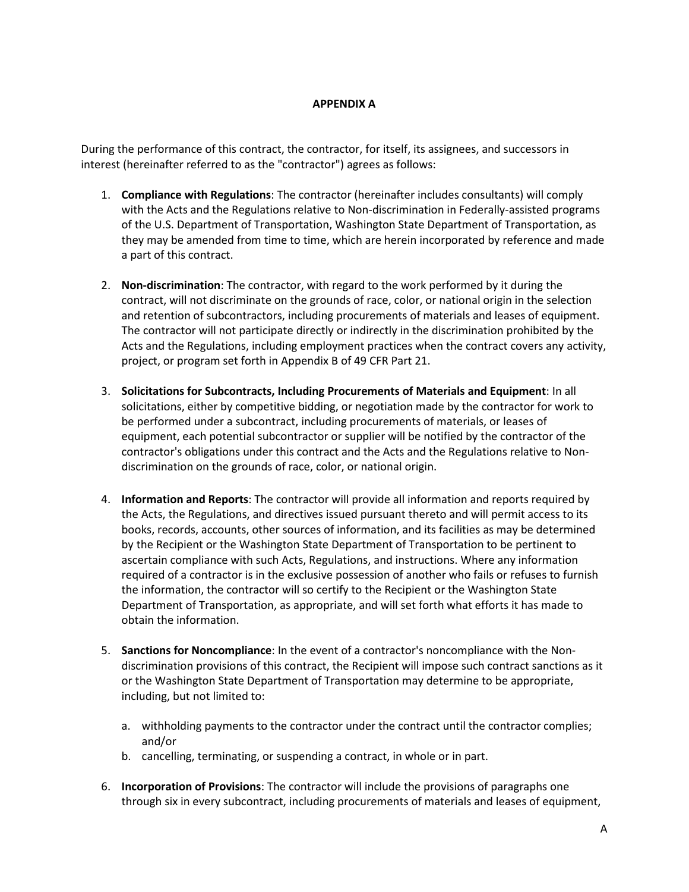# APPENDIX A

During the performance of this contract, the contractor, for itself, its assignees, and successors in interest (hereinafter referred to as the "contractor") agrees as follows:

1. **Compliance with Regulations**: The contractor (hereinafter includes consultants) will comply with the Acts and the Regulations relative to Non-discrimination in Federally-assisted programs of the U.S. Department of Transportation, Washington State Department of Transportation, as they may be amended from time to time, which are herein incorporated by reference and made a part of this contract.

2. **Non-discrimination**: The contractor, with regard to the work performed by it during the contract, will not discriminate on the grounds of race, color, or national origin in the selection and retention of subcontractors, including procurements of materials and leases of equipment. The contractor will not participate directly or indirectly in the discrimination prohibited by the Acts and the Regulations, including employment practices when the contract covers any activity, project, or program set forth in Appendix B of 49 CFR Part 21.

3. **Solicitations for Subcontracts, Including Procurements of Materials and Equipment**: In all solicitations, either by competitive bidding, or negotiation made by the contractor for work to be performed under a subcontract, including procurements of materials, or leases of equipment, each potential subcontractor or supplier will be notified by the contractor of the contractor's obligations under this contract and the Acts and the Regulations relative to Non-discrimination on the grounds of race, color, or national origin.

4. **Information and Reports**: The contractor will provide all information and reports required by the Acts, the Regulations, and directives issued pursuant thereto and will permit access to its books, records, accounts, other sources of information, and its facilities as may be determined by the Recipient or the Washington State Department of Transportation to be pertinent to ascertain compliance with such Acts, Regulations, and instructions. Where any information required of a contractor is in the exclusive possession of another who fails or refuses to furnish the information, the contractor will so certify to the Recipient or the Washington State Department of Transportation, as appropriate, and will set forth what efforts it has made to obtain the information.

5. **Sanctions for Noncompliance**: In the event of a contractor's noncompliance with the Non-discrimination provisions of this contract, the Recipient will impose such contract sanctions as it or the Washington State Department of Transportation may determine to be appropriate, including, but not limited to:

   a. withholding payments to the contractor under the contract until the contractor complies; and/or
   b. cancelling, terminating, or suspending a contract, in whole or in part.

6. **Incorporation of Provisions**: The contractor will include the provisions of paragraphs one through six in every subcontract, including procurements of materials and leases of equipment,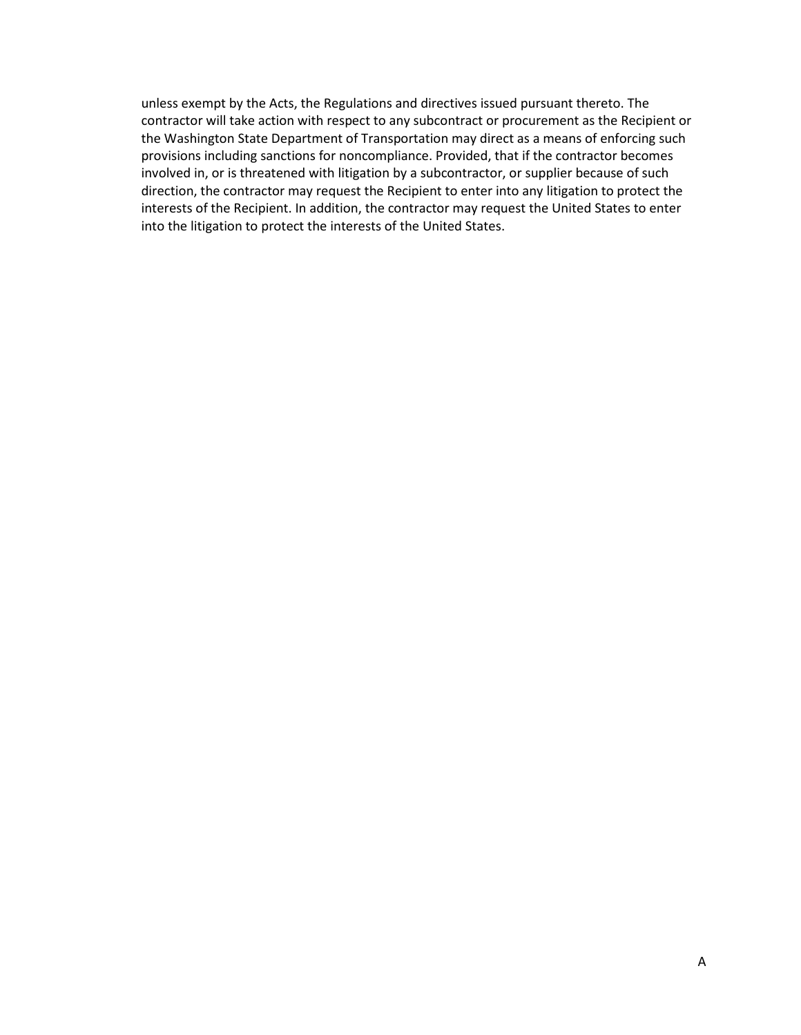unless exempt by the Acts, the Regulations and directives issued pursuant thereto. The contractor will take action with respect to any subcontract or procurement as the Recipient or the Washington State Department of Transportation may direct as a means of enforcing such provisions including sanctions for noncompliance. Provided, that if the contractor becomes involved in, or is threatened with litigation by a subcontractor, or supplier because of such direction, the contractor may request the Recipient to enter into any litigation to protect the interests of the Recipient. In addition, the contractor may request the United States to enter into the litigation to protect the interests of the United States.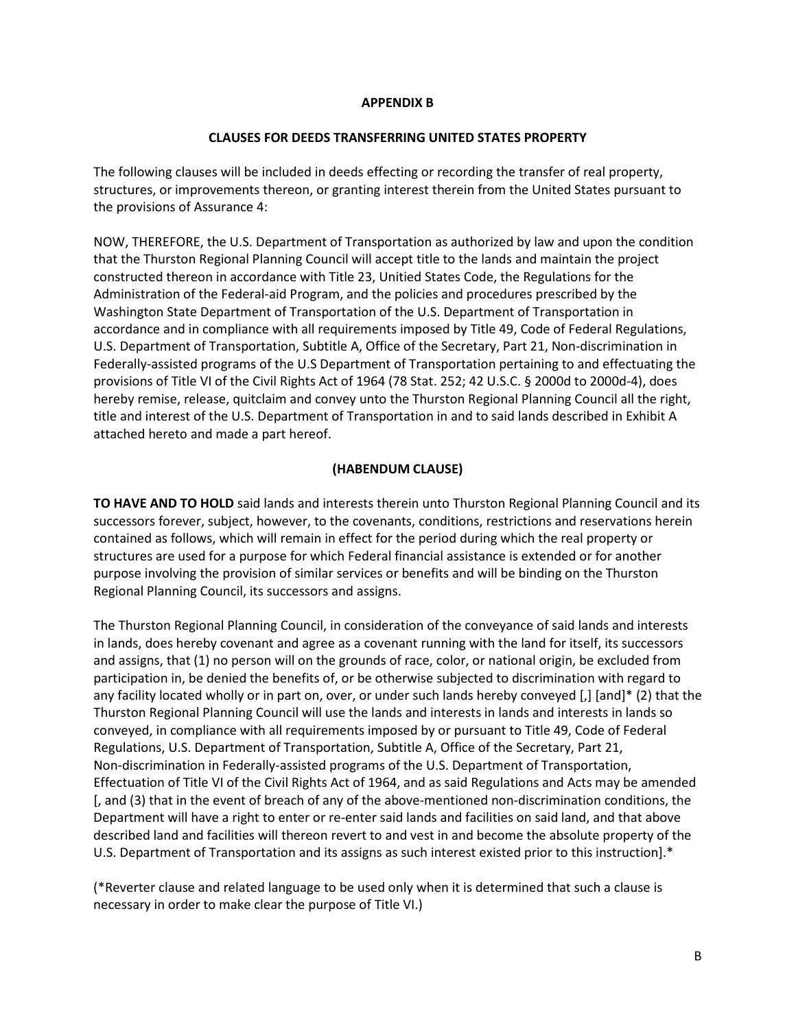**APPENDIX B**

**CLAUSES FOR DEEDS TRANSFERRING UNITED STATES PROPERTY**

The following clauses will be included in deeds effecting or recording the transfer of real property, structures, or improvements thereon, or granting interest therein from the United States pursuant to the provisions of Assurance 4:

NOW, THEREFORE, the U.S. Department of Transportation as authorized by law and upon the condition that the Thurston Regional Planning Council will accept title to the lands and maintain the project constructed thereon in accordance with Title 23, Unitied States Code, the Regulations for the Administration of the Federal-aid Program, and the policies and procedures prescribed by the Washington State Department of Transportation of the U.S. Department of Transportation in accordance and in compliance with all requirements imposed by Title 49, Code of Federal Regulations, U.S. Department of Transportation, Subtitle A, Office of the Secretary, Part 21, Non-discrimination in Federally-assisted programs of the U.S Department of Transportation pertaining to and effectuating the provisions of Title VI of the Civil Rights Act of 1964 (78 Stat. 252; 42 U.S.C. § 2000d to 2000d-4), does hereby remise, release, quitclaim and convey unto the Thurston Regional Planning Council all the right, title and interest of the U.S. Department of Transportation in and to said lands described in Exhibit A attached hereto and made a part hereof.

**(HABENDUM CLAUSE)**

**TO HAVE AND TO HOLD** said lands and interests therein unto Thurston Regional Planning Council and its successors forever, subject, however, to the covenants, conditions, restrictions and reservations herein contained as follows, which will remain in effect for the period during which the real property or structures are used for a purpose for which Federal financial assistance is extended or for another purpose involving the provision of similar services or benefits and will be binding on the Thurston Regional Planning Council, its successors and assigns.

The Thurston Regional Planning Council, in consideration of the conveyance of said lands and interests in lands, does hereby covenant and agree as a covenant running with the land for itself, its successors and assigns, that (1) no person will on the grounds of race, color, or national origin, be excluded from participation in, be denied the benefits of, or be otherwise subjected to discrimination with regard to any facility located wholly or in part on, over, or under such lands hereby conveyed [,] [and]* (2) that the Thurston Regional Planning Council will use the lands and interests in lands and interests in lands so conveyed, in compliance with all requirements imposed by or pursuant to Title 49, Code of Federal Regulations, U.S. Department of Transportation, Subtitle A, Office of the Secretary, Part 21, Non-discrimination in Federally-assisted programs of the U.S. Department of Transportation, Effectuation of Title VI of the Civil Rights Act of 1964, and as said Regulations and Acts may be amended [, and (3) that in the event of breach of any of the above-mentioned non-discrimination conditions, the Department will have a right to enter or re-enter said lands and facilities on said land, and that above described land and facilities will thereon revert to and vest in and become the absolute property of the U.S. Department of Transportation and its assigns as such interest existed prior to this instruction].*

(*Reverter clause and related language to be used only when it is determined that such a clause is necessary in order to make clear the purpose of Title VI.)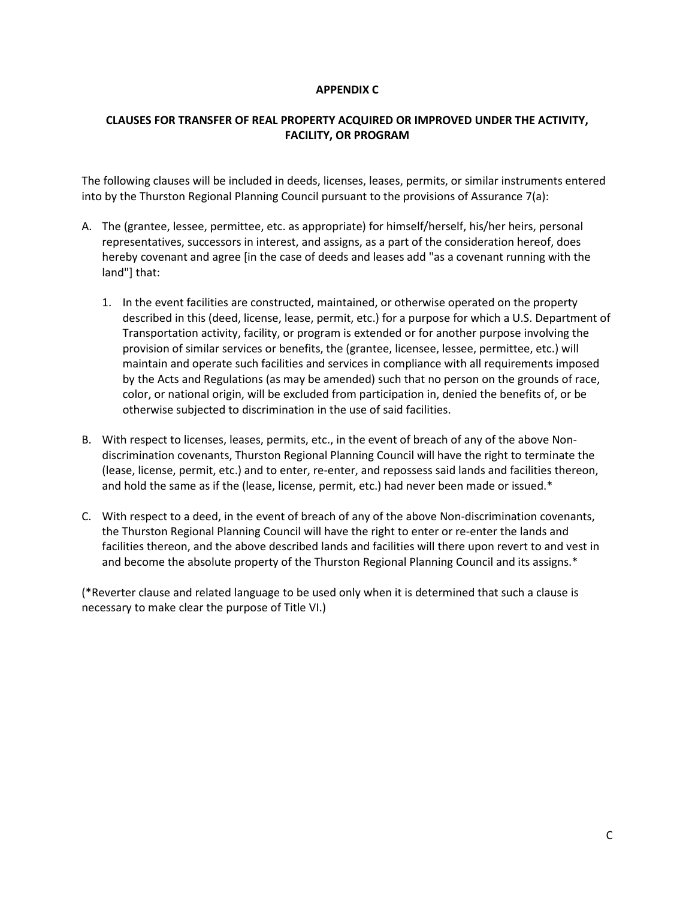# APPENDIX C

## CLAUSES FOR TRANSFER OF REAL PROPERTY ACQUIRED OR IMPROVED UNDER THE ACTIVITY, FACILITY, OR PROGRAM

The following clauses will be included in deeds, licenses, leases, permits, or similar instruments entered into by the Thurston Regional Planning Council pursuant to the provisions of Assurance 7(a):

A. The (grantee, lessee, permittee, etc. as appropriate) for himself/herself, his/her heirs, personal representatives, successors in interest, and assigns, as a part of the consideration hereof, does hereby covenant and agree [in the case of deeds and leases add "as a covenant running with the land"] that:

   1. In the event facilities are constructed, maintained, or otherwise operated on the property described in this (deed, license, lease, permit, etc.) for a purpose for which a U.S. Department of Transportation activity, facility, or program is extended or for another purpose involving the provision of similar services or benefits, the (grantee, licensee, lessee, permittee, etc.) will maintain and operate such facilities and services in compliance with all requirements imposed by the Acts and Regulations (as may be amended) such that no person on the grounds of race, color, or national origin, will be excluded from participation in, denied the benefits of, or be otherwise subjected to discrimination in the use of said facilities.

B. With respect to licenses, leases, permits, etc., in the event of breach of any of the above Non-discrimination covenants, Thurston Regional Planning Council will have the right to terminate the (lease, license, permit, etc.) and to enter, re-enter, and repossess said lands and facilities thereon, and hold the same as if the (lease, license, permit, etc.) had never been made or issued.*

C. With respect to a deed, in the event of breach of any of the above Non-discrimination covenants, the Thurston Regional Planning Council will have the right to enter or re-enter the lands and facilities thereon, and the above described lands and facilities will there upon revert to and vest in and become the absolute property of the Thurston Regional Planning Council and its assigns.*

(*Reverter clause and related language to be used only when it is determined that such a clause is necessary to make clear the purpose of Title VI.)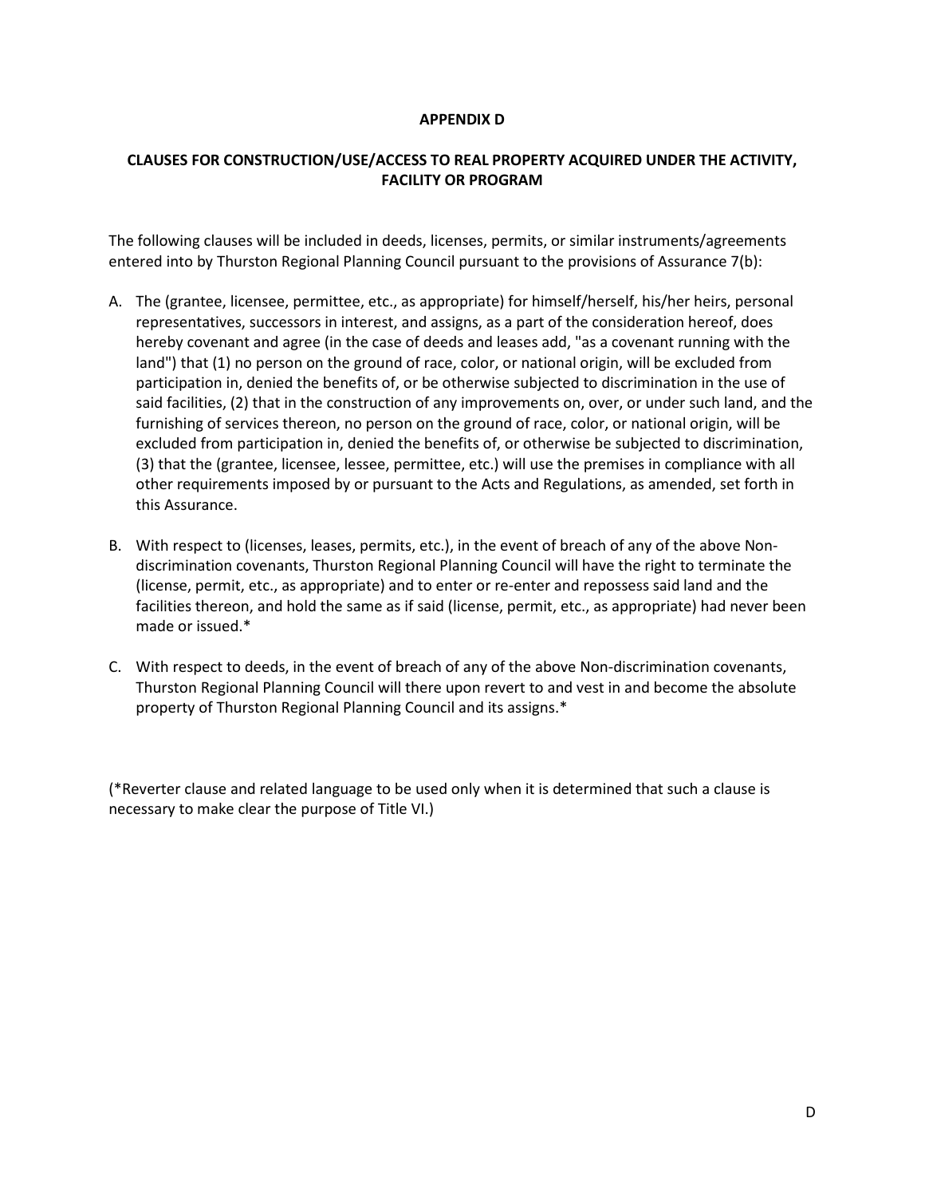**APPENDIX D**

**CLAUSES FOR CONSTRUCTION/USE/ACCESS TO REAL PROPERTY ACQUIRED UNDER THE ACTIVITY, FACILITY OR PROGRAM**

The following clauses will be included in deeds, licenses, permits, or similar instruments/agreements entered into by Thurston Regional Planning Council pursuant to the provisions of Assurance 7(b):

A. The (grantee, licensee, permittee, etc., as appropriate) for himself/herself, his/her heirs, personal representatives, successors in interest, and assigns, as a part of the consideration hereof, does hereby covenant and agree (in the case of deeds and leases add, "as a covenant running with the land") that (1) no person on the ground of race, color, or national origin, will be excluded from participation in, denied the benefits of, or be otherwise subjected to discrimination in the use of said facilities, (2) that in the construction of any improvements on, over, or under such land, and the furnishing of services thereon, no person on the ground of race, color, or national origin, will be excluded from participation in, denied the benefits of, or otherwise be subjected to discrimination, (3) that the (grantee, licensee, lessee, permittee, etc.) will use the premises in compliance with all other requirements imposed by or pursuant to the Acts and Regulations, as amended, set forth in this Assurance.

B. With respect to (licenses, leases, permits, etc.), in the event of breach of any of the above Non-discrimination covenants, Thurston Regional Planning Council will have the right to terminate the (license, permit, etc., as appropriate) and to enter or re-enter and repossess said land and the facilities thereon, and hold the same as if said (license, permit, etc., as appropriate) had never been made or issued.*

C. With respect to deeds, in the event of breach of any of the above Non-discrimination covenants, Thurston Regional Planning Council will there upon revert to and vest in and become the absolute property of Thurston Regional Planning Council and its assigns.*

(*Reverter clause and related language to be used only when it is determined that such a clause is necessary to make clear the purpose of Title VI.)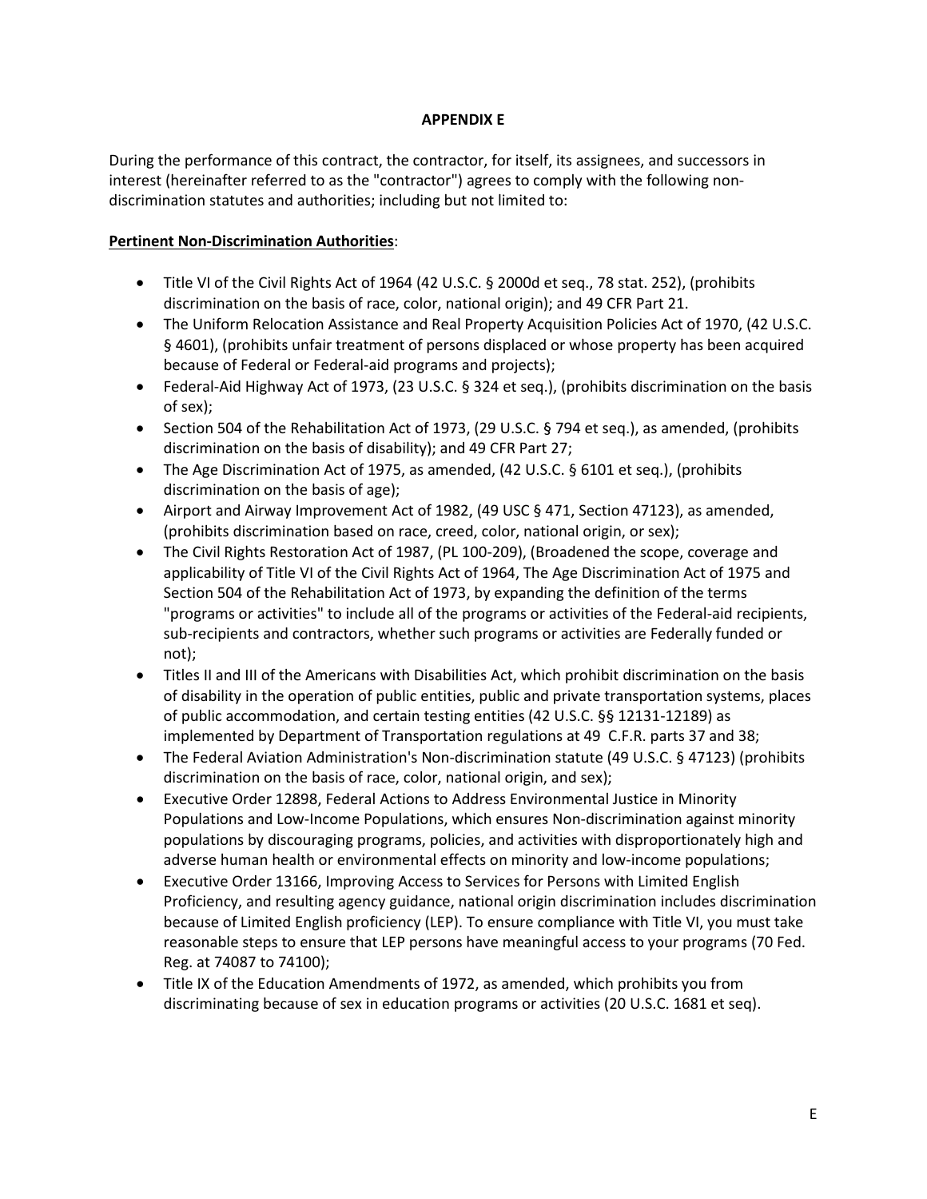# APPENDIX E

During the performance of this contract, the contractor, for itself, its assignees, and successors in interest (hereinafter referred to as the "contractor") agrees to comply with the following non-discrimination statutes and authorities; including but not limited to:

**Pertinent Non-Discrimination Authorities**:

- Title VI of the Civil Rights Act of 1964 (42 U.S.C. § 2000d et seq., 78 stat. 252), (prohibits discrimination on the basis of race, color, national origin); and 49 CFR Part 21.
- The Uniform Relocation Assistance and Real Property Acquisition Policies Act of 1970, (42 U.S.C. § 4601), (prohibits unfair treatment of persons displaced or whose property has been acquired because of Federal or Federal-aid programs and projects);
- Federal-Aid Highway Act of 1973, (23 U.S.C. § 324 et seq.), (prohibits discrimination on the basis of sex);
- Section 504 of the Rehabilitation Act of 1973, (29 U.S.C. § 794 et seq.), as amended, (prohibits discrimination on the basis of disability); and 49 CFR Part 27;
- The Age Discrimination Act of 1975, as amended, (42 U.S.C. § 6101 et seq.), (prohibits discrimination on the basis of age);
- Airport and Airway Improvement Act of 1982, (49 USC § 471, Section 47123), as amended, (prohibits discrimination based on race, creed, color, national origin, or sex);
- The Civil Rights Restoration Act of 1987, (PL 100-209), (Broadened the scope, coverage and applicability of Title VI of the Civil Rights Act of 1964, The Age Discrimination Act of 1975 and Section 504 of the Rehabilitation Act of 1973, by expanding the definition of the terms "programs or activities" to include all of the programs or activities of the Federal-aid recipients, sub-recipients and contractors, whether such programs or activities are Federally funded or not);
- Titles II and III of the Americans with Disabilities Act, which prohibit discrimination on the basis of disability in the operation of public entities, public and private transportation systems, places of public accommodation, and certain testing entities (42 U.S.C. §§ 12131-12189) as implemented by Department of Transportation regulations at 49 C.F.R. parts 37 and 38;
- The Federal Aviation Administration's Non-discrimination statute (49 U.S.C. § 47123) (prohibits discrimination on the basis of race, color, national origin, and sex);
- Executive Order 12898, Federal Actions to Address Environmental Justice in Minority Populations and Low-Income Populations, which ensures Non-discrimination against minority populations by discouraging programs, policies, and activities with disproportionately high and adverse human health or environmental effects on minority and low-income populations;
- Executive Order 13166, Improving Access to Services for Persons with Limited English Proficiency, and resulting agency guidance, national origin discrimination includes discrimination because of Limited English proficiency (LEP). To ensure compliance with Title VI, you must take reasonable steps to ensure that LEP persons have meaningful access to your programs (70 Fed. Reg. at 74087 to 74100);
- Title IX of the Education Amendments of 1972, as amended, which prohibits you from discriminating because of sex in education programs or activities (20 U.S.C. 1681 et seq).